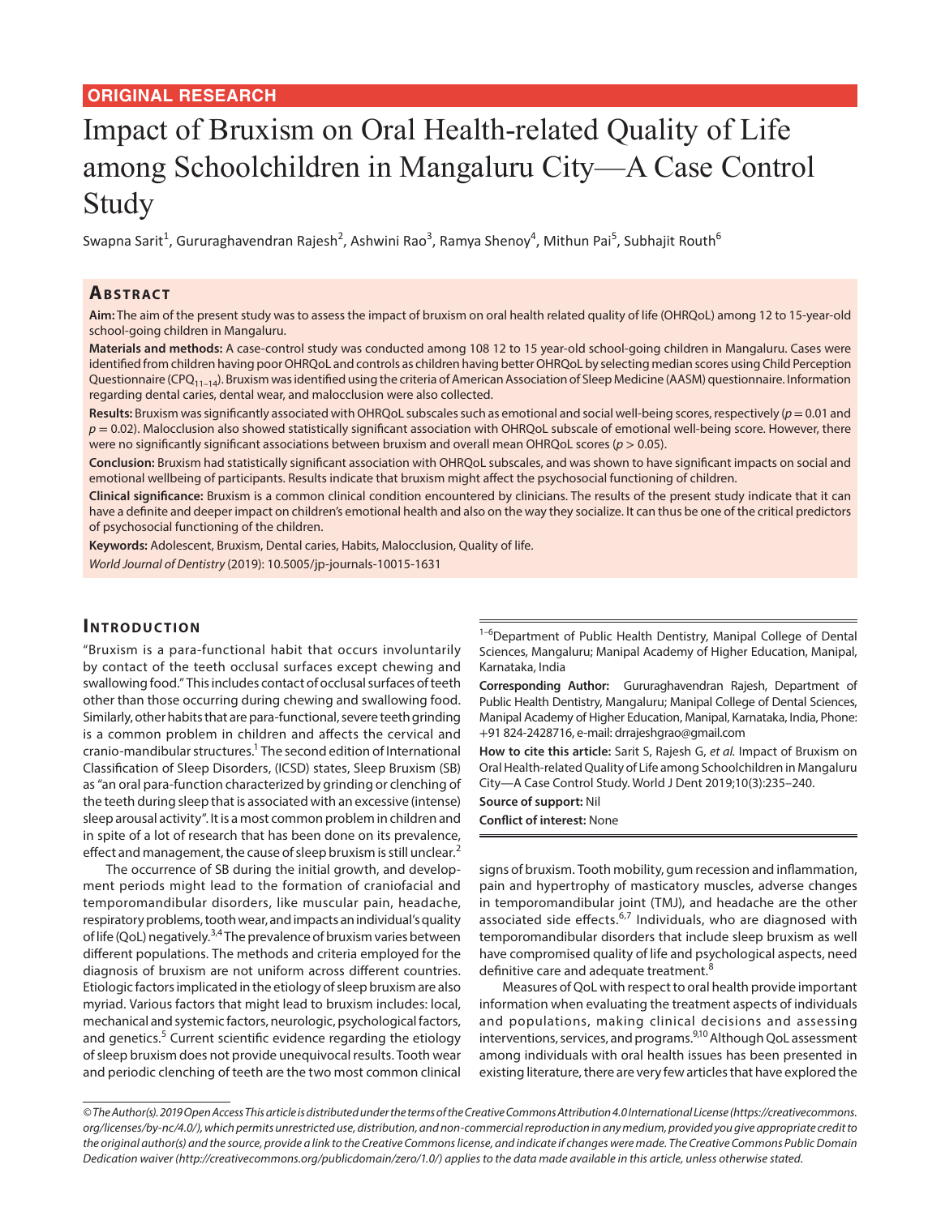ORIGINAL RESEARCH

# Impact of Bruxism on Oral Health-related Quality of Life among Schoolchildren in Mangaluru City—A Case Control Study

Swapna Sarit[1], Gururaghavendran Rajesh[2], Ashwini Rao[3], Ramya Shenoy[4], Mithun Pai[5], Subhajit Routh[6]

## Abstract

**Aim:** The aim of the present study was to assess the impact of bruxism on oral health related quality of life (OHRQoL) among 12 to 15-year-old school-going children in Mangaluru.

**Materials and methods:** A case-control study was conducted among 108 12 to 15 year-old school-going children in Mangaluru. Cases were identified from children having poor OHRQoL and controls as children having better OHRQoL by selecting median scores using Child Perception Questionnaire ($CPQ_{11-14}$). Bruxism was identified using the criteria of American Association of Sleep Medicine (AASM) questionnaire. Information regarding dental caries, dental wear, and malocclusion were also collected.

**Results:** Bruxism was significantly associated with OHRQoL subscales such as emotional and social well-being scores, respectively ($p = 0.01$ and $p = 0.02$). Malocclusion also showed statistically significant association with OHRQoL subscale of emotional well-being score. However, there were no significantly significant associations between bruxism and overall mean OHRQoL scores ($p > 0.05$).

**Conclusion:** Bruxism had statistically significant association with OHRQoL subscales, and was shown to have significant impacts on social and emotional wellbeing of participants. Results indicate that bruxism might affect the psychosocial functioning of children.

**Clinical significance:** Bruxism is a common clinical condition encountered by clinicians. The results of the present study indicate that it can have a definite and deeper impact on children's emotional health and also on the way they socialize. It can thus be one of the critical predictors of psychosocial functioning of the children.

**Keywords:** Adolescent, Bruxism, Dental caries, Habits, Malocclusion, Quality of life.

*World Journal of Dentistry* (2019): 10.5005/jp-journals-10015-1631

## Introduction

"Bruxism is a para-functional habit that occurs involuntarily by contact of the teeth occlusal surfaces except chewing and swallowing food." This includes contact of occlusal surfaces of teeth other than those occurring during chewing and swallowing food. Similarly, other habits that are para-functional, severe teeth grinding is a common problem in children and affects the cervical and cranio-mandibular structures.[1] The second edition of International Classification of Sleep Disorders, (ICSD) states, Sleep Bruxism (SB) as "an oral para-function characterized by grinding or clenching of the teeth during sleep that is associated with an excessive (intense) sleep arousal activity". It is a most common problem in children and in spite of a lot of research that has been done on its prevalence, effect and management, the cause of sleep bruxism is still unclear.[2]

The occurrence of SB during the initial growth, and development periods might lead to the formation of craniofacial and temporomandibular disorders, like muscular pain, headache, respiratory problems, tooth wear, and impacts an individual's quality of life (QoL) negatively.[3,4] The prevalence of bruxism varies between different populations. The methods and criteria employed for the diagnosis of bruxism are not uniform across different countries. Etiologic factors implicated in the etiology of sleep bruxism are also myriad. Various factors that might lead to bruxism includes: local, mechanical and systemic factors, neurologic, psychological factors, and genetics.[5] Current scientific evidence regarding the etiology of sleep bruxism does not provide unequivocal results. Tooth wear and periodic clenching of teeth are the two most common clinical signs of bruxism. Tooth mobility, gum recession and inflammation, pain and hypertrophy of masticatory muscles, adverse changes in temporomandibular joint (TMJ), and headache are the other associated side effects.[6,7] Individuals, who are diagnosed with temporomandibular disorders that include sleep bruxism as well have compromised quality of life and psychological aspects, need definitive care and adequate treatment.[8]

Measures of QoL with respect to oral health provide important information when evaluating the treatment aspects of individuals and populations, making clinical decisions and assessing interventions, services, and programs.[9,10] Although QoL assessment among individuals with oral health issues has been presented in existing literature, there are very few articles that have explored the

[1–6]Department of Public Health Dentistry, Manipal College of Dental Sciences, Mangaluru; Manipal Academy of Higher Education, Manipal, Karnataka, India

**Corresponding Author:** Gururaghavendran Rajesh, Department of Public Health Dentistry, Mangaluru; Manipal College of Dental Sciences, Manipal Academy of Higher Education, Manipal, Karnataka, India, Phone: +91 824-2428716, e-mail: drrajeshgrao@gmail.com

**How to cite this article:** Sarit S, Rajesh G, *et al.* Impact of Bruxism on Oral Health-related Quality of Life among Schoolchildren in Mangaluru City—A Case Control Study. World J Dent 2019;10(3):235–240.

**Source of support:** Nil

**Conflict of interest:** None

*© The Author(s). 2019 Open Access This article is distributed under the terms of the Creative Commons Attribution 4.0 International License (https://creativecommons.org/licenses/by-nc/4.0/), which permits unrestricted use, distribution, and non-commercial reproduction in any medium, provided you give appropriate credit to the original author(s) and the source, provide a link to the Creative Commons license, and indicate if changes were made. The Creative Commons Public Domain Dedication waiver (http://creativecommons.org/publicdomain/zero/1.0/) applies to the data made available in this article, unless otherwise stated.*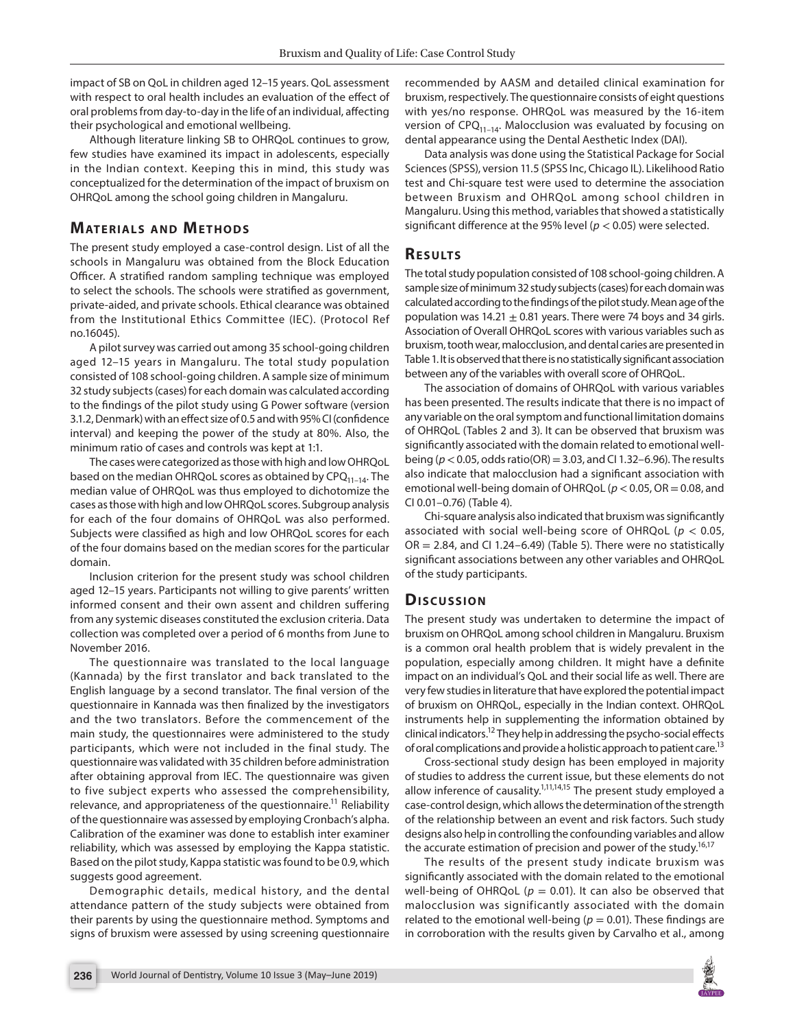impact of SB on QoL in children aged 12–15 years. QoL assessment with respect to oral health includes an evaluation of the effect of oral problems from day-to-day in the life of an individual, affecting their psychological and emotional wellbeing.

Although literature linking SB to OHRQoL continues to grow, few studies have examined its impact in adolescents, especially in the Indian context. Keeping this in mind, this study was conceptualized for the determination of the impact of bruxism on OHRQoL among the school going children in Mangaluru.

## Materials and Methods

The present study employed a case-control design. List of all the schools in Mangaluru was obtained from the Block Education Officer. A stratified random sampling technique was employed to select the schools. The schools were stratified as government, private-aided, and private schools. Ethical clearance was obtained from the Institutional Ethics Committee (IEC). (Protocol Ref no.16045).

A pilot survey was carried out among 35 school-going children aged 12–15 years in Mangaluru. The total study population consisted of 108 school-going children. A sample size of minimum 32 study subjects (cases) for each domain was calculated according to the findings of the pilot study using G Power software (version 3.1.2, Denmark) with an effect size of 0.5 and with 95% CI (confidence interval) and keeping the power of the study at 80%. Also, the minimum ratio of cases and controls was kept at 1:1.

The cases were categorized as those with high and low OHRQoL based on the median OHRQoL scores as obtained by $CPQ_{11-14}$. The median value of OHRQoL was thus employed to dichotomize the cases as those with high and low OHRQoL scores. Subgroup analysis for each of the four domains of OHRQoL was also performed. Subjects were classified as high and low OHRQoL scores for each of the four domains based on the median scores for the particular domain.

Inclusion criterion for the present study was school children aged 12–15 years. Participants not willing to give parents' written informed consent and their own assent and children suffering from any systemic diseases constituted the exclusion criteria. Data collection was completed over a period of 6 months from June to November 2016.

The questionnaire was translated to the local language (Kannada) by the first translator and back translated to the English language by a second translator. The final version of the questionnaire in Kannada was then finalized by the investigators and the two translators. Before the commencement of the main study, the questionnaires were administered to the study participants, which were not included in the final study. The questionnaire was validated with 35 children before administration after obtaining approval from IEC. The questionnaire was given to five subject experts who assessed the comprehensibility, relevance, and appropriateness of the questionnaire.[11] Reliability of the questionnaire was assessed by employing Cronbach's alpha. Calibration of the examiner was done to establish inter examiner reliability, which was assessed by employing the Kappa statistic. Based on the pilot study, Kappa statistic was found to be 0.9, which suggests good agreement.

Demographic details, medical history, and the dental attendance pattern of the study subjects were obtained from their parents by using the questionnaire method. Symptoms and signs of bruxism were assessed by using screening questionnaire recommended by AASM and detailed clinical examination for bruxism, respectively. The questionnaire consists of eight questions with yes/no response. OHRQoL was measured by the 16-item version of $CPQ_{11-14}$. Malocclusion was evaluated by focusing on dental appearance using the Dental Aesthetic Index (DAI).

Data analysis was done using the Statistical Package for Social Sciences (SPSS), version 11.5 (SPSS Inc, Chicago IL). Likelihood Ratio test and Chi-square test were used to determine the association between Bruxism and OHRQoL among school children in Mangaluru. Using this method, variables that showed a statistically significant difference at the 95% level ($p < 0.05$) were selected.

## Results

The total study population consisted of 108 school-going children. A sample size of minimum 32 study subjects (cases) for each domain was calculated according to the findings of the pilot study. Mean age of the population was $14.21 \pm 0.81$ years. There were 74 boys and 34 girls. Association of Overall OHRQoL scores with various variables such as bruxism, tooth wear, malocclusion, and dental caries are presented in Table 1. It is observed that there is no statistically significant association between any of the variables with overall score of OHRQoL.

The association of domains of OHRQoL with various variables has been presented. The results indicate that there is no impact of any variable on the oral symptom and functional limitation domains of OHRQoL (Tables 2 and 3). It can be observed that bruxism was significantly associated with the domain related to emotional well-being ($p < 0.05$, odds ratio(OR) = 3.03, and CI 1.32–6.96). The results also indicate that malocclusion had a significant association with emotional well-being domain of OHRQoL ($p < 0.05$, OR = 0.08, and CI 0.01–0.76) (Table 4).

Chi-square analysis also indicated that bruxism was significantly associated with social well-being score of OHRQoL ($p < 0.05$, OR = 2.84, and CI 1.24–6.49) (Table 5). There were no statistically significant associations between any other variables and OHRQoL of the study participants.

## Discussion

The present study was undertaken to determine the impact of bruxism on OHRQoL among school children in Mangaluru. Bruxism is a common oral health problem that is widely prevalent in the population, especially among children. It might have a definite impact on an individual's QoL and their social life as well. There are very few studies in literature that have explored the potential impact of bruxism on OHRQoL, especially in the Indian context. OHRQoL instruments help in supplementing the information obtained by clinical indicators.[12] They help in addressing the psycho-social effects of oral complications and provide a holistic approach to patient care.[13]

Cross-sectional study design has been employed in majority of studies to address the current issue, but these elements do not allow inference of causality.[1,11,14,15] The present study employed a case-control design, which allows the determination of the strength of the relationship between an event and risk factors. Such study designs also help in controlling the confounding variables and allow the accurate estimation of precision and power of the study.[16,17]

The results of the present study indicate bruxism was significantly associated with the domain related to the emotional well-being of OHRQoL ($p = 0.01$). It can also be observed that malocclusion was significantly associated with the domain related to the emotional well-being ($p = 0.01$). These findings are in corroboration with the results given by Carvalho et al., among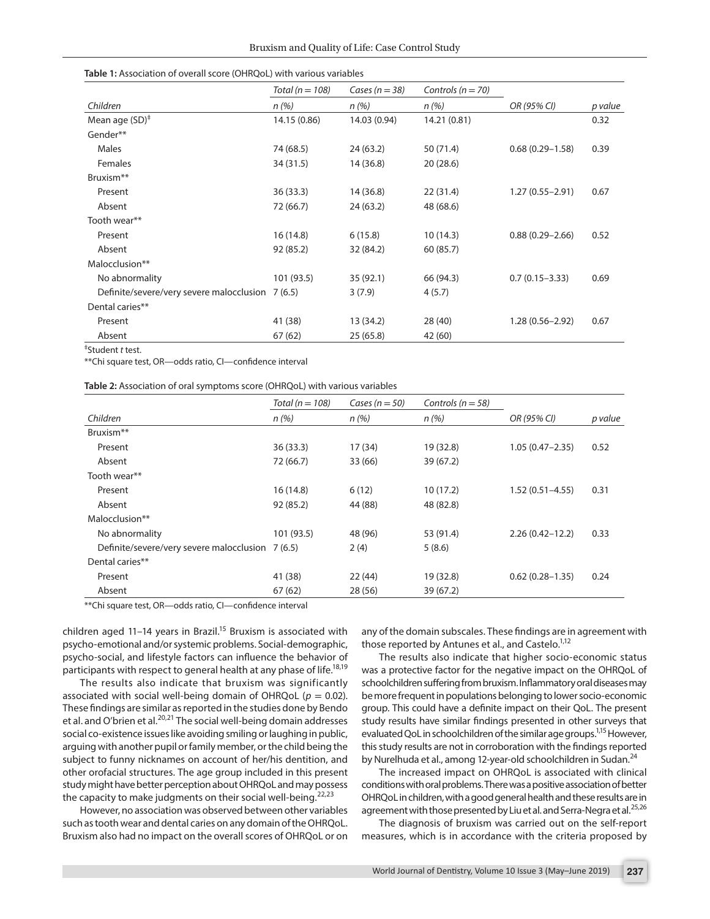**Table 1:** Association of overall score (OHRQoL) with various variables

| | *Total (n = 108)* | *Cases (n = 38)* | *Controls (n = 70)* | | |
|---|---|---|---|---|---|
| *Children* | *n (%)* | *n (%)* | *n (%)* | *OR (95% CI)* | *p value* |
| Mean age (SD)[‡] | 14.15 (0.86) | 14.03 (0.94) | 14.21 (0.81) | | 0.32 |
| Gender** | | | | | |
| Males | 74 (68.5) | 24 (63.2) | 50 (71.4) | 0.68 (0.29–1.58) | 0.39 |
| Females | 34 (31.5) | 14 (36.8) | 20 (28.6) | | |
| Bruxism** | | | | | |
| Present | 36 (33.3) | 14 (36.8) | 22 (31.4) | 1.27 (0.55–2.91) | 0.67 |
| Absent | 72 (66.7) | 24 (63.2) | 48 (68.6) | | |
| Tooth wear** | | | | | |
| Present | 16 (14.8) | 6 (15.8) | 10 (14.3) | 0.88 (0.29–2.66) | 0.52 |
| Absent | 92 (85.2) | 32 (84.2) | 60 (85.7) | | |
| Malocclusion** | | | | | |
| No abnormality | 101 (93.5) | 35 (92.1) | 66 (94.3) | 0.7 (0.15–3.33) | 0.69 |
| Definite/severe/very severe malocclusion | 7 (6.5) | 3 (7.9) | 4 (5.7) | | |
| Dental caries** | | | | | |
| Present | 41 (38) | 13 (34.2) | 28 (40) | 1.28 (0.56–2.92) | 0.67 |
| Absent | 67 (62) | 25 (65.8) | 42 (60) | | |

[‡]Student *t* test.

**Chi square test, OR—odds ratio, CI—confidence interval

**Table 2:** Association of oral symptoms score (OHRQoL) with various variables

| | *Total (n = 108)* | *Cases (n = 50)* | *Controls (n = 58)* | | |
|---|---|---|---|---|---|
| *Children* | *n (%)* | *n (%)* | *n (%)* | *OR (95% CI)* | *p value* |
| Bruxism** | | | | | |
| Present | 36 (33.3) | 17 (34) | 19 (32.8) | 1.05 (0.47–2.35) | 0.52 |
| Absent | 72 (66.7) | 33 (66) | 39 (67.2) | | |
| Tooth wear** | | | | | |
| Present | 16 (14.8) | 6 (12) | 10 (17.2) | 1.52 (0.51–4.55) | 0.31 |
| Absent | 92 (85.2) | 44 (88) | 48 (82.8) | | |
| Malocclusion** | | | | | |
| No abnormality | 101 (93.5) | 48 (96) | 53 (91.4) | 2.26 (0.42–12.2) | 0.33 |
| Definite/severe/very severe malocclusion | 7 (6.5) | 2 (4) | 5 (8.6) | | |
| Dental caries** | | | | | |
| Present | 41 (38) | 22 (44) | 19 (32.8) | 0.62 (0.28–1.35) | 0.24 |
| Absent | 67 (62) | 28 (56) | 39 (67.2) | | |

**Chi square test, OR—odds ratio, CI—confidence interval

children aged 11–14 years in Brazil.[15] Bruxism is associated with psycho-emotional and/or systemic problems. Social-demographic, psycho-social, and lifestyle factors can influence the behavior of participants with respect to general health at any phase of life.[18,19]

The results also indicate that bruxism was significantly associated with social well-being domain of OHRQoL ($p = 0.02$). These findings are similar as reported in the studies done by Bendo et al. and O'brien et al.[20,21] The social well-being domain addresses social co-existence issues like avoiding smiling or laughing in public, arguing with another pupil or family member, or the child being the subject to funny nicknames on account of her/his dentition, and other orofacial structures. The age group included in this present study might have better perception about OHRQoL and may possess the capacity to make judgments on their social well-being.[22,23]

However, no association was observed between other variables such as tooth wear and dental caries on any domain of the OHRQoL. Bruxism also had no impact on the overall scores of OHRQoL or on any of the domain subscales. These findings are in agreement with those reported by Antunes et al., and Castelo.[1,12]

The results also indicate that higher socio-economic status was a protective factor for the negative impact on the OHRQoL of schoolchildren suffering from bruxism. Inflammatory oral diseases may be more frequent in populations belonging to lower socio-economic group. This could have a definite impact on their QoL. The present study results have similar findings presented in other surveys that evaluated QoL in schoolchildren of the similar age groups.[1,15] However, this study results are not in corroboration with the findings reported by Nurelhuda et al., among 12-year-old schoolchildren in Sudan.[24]

The increased impact on OHRQoL is associated with clinical conditions with oral problems. There was a positive association of better OHRQoL in children, with a good general health and these results are in agreement with those presented by Liu et al. and Serra-Negra et al.[25,26]

The diagnosis of bruxism was carried out on the self-report measures, which is in accordance with the criteria proposed by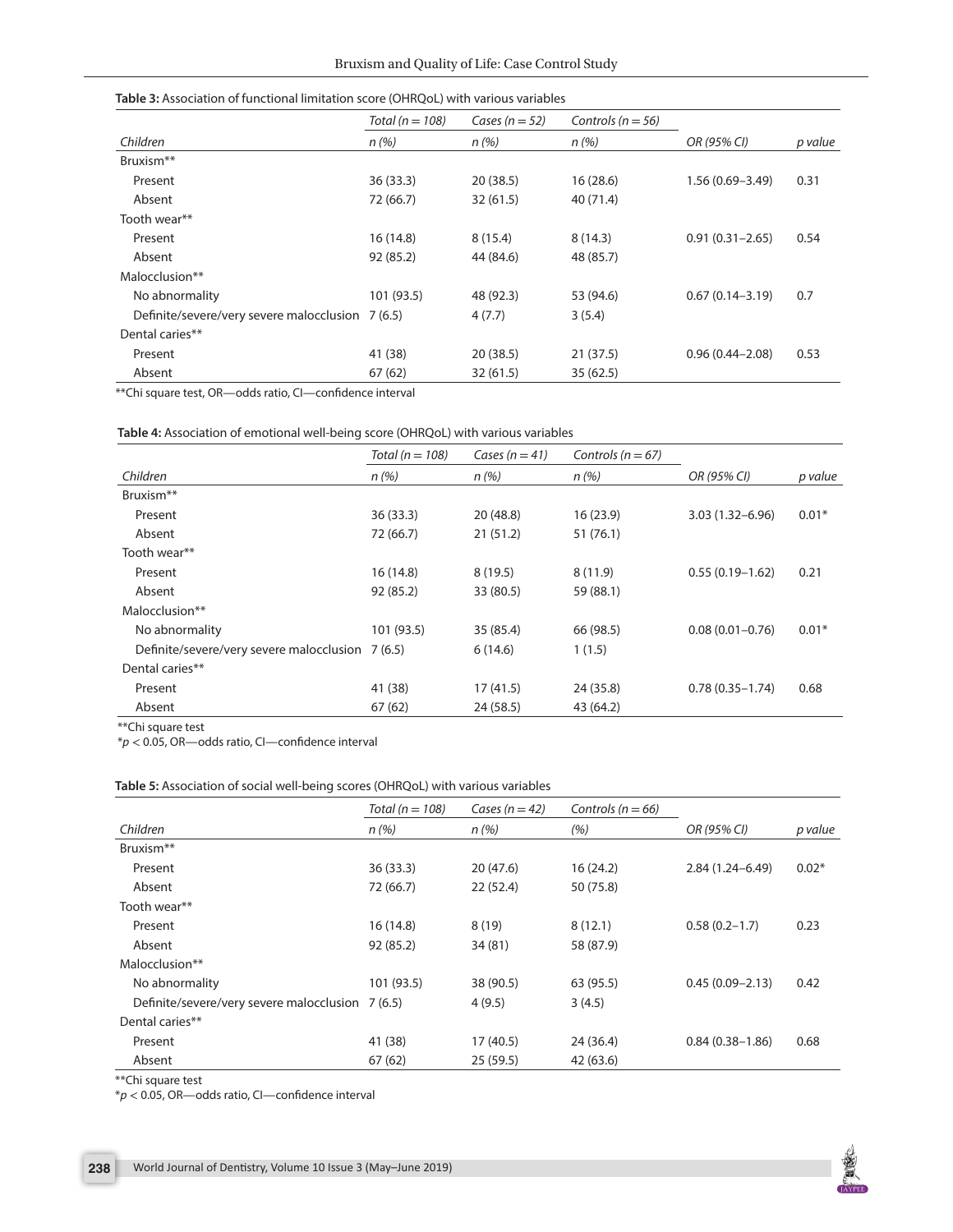**Table 3:** Association of functional limitation score (OHRQoL) with various variables

| Children | Total (n = 108) n (%) | Cases (n = 52) n (%) | Controls (n = 56) n (%) | OR (95% CI) | p value |
|---|---|---|---|---|---|
| Bruxism** | | | | | |
| Present | 36 (33.3) | 20 (38.5) | 16 (28.6) | 1.56 (0.69–3.49) | 0.31 |
| Absent | 72 (66.7) | 32 (61.5) | 40 (71.4) | | |
| Tooth wear** | | | | | |
| Present | 16 (14.8) | 8 (15.4) | 8 (14.3) | 0.91 (0.31–2.65) | 0.54 |
| Absent | 92 (85.2) | 44 (84.6) | 48 (85.7) | | |
| Malocclusion** | | | | | |
| No abnormality | 101 (93.5) | 48 (92.3) | 53 (94.6) | 0.67 (0.14–3.19) | 0.7 |
| Definite/severe/very severe malocclusion | 7 (6.5) | 4 (7.7) | 3 (5.4) | | |
| Dental caries** | | | | | |
| Present | 41 (38) | 20 (38.5) | 21 (37.5) | 0.96 (0.44–2.08) | 0.53 |
| Absent | 67 (62) | 32 (61.5) | 35 (62.5) | | |

**Chi square test, OR—odds ratio, CI—confidence interval

**Table 4:** Association of emotional well-being score (OHRQoL) with various variables

| Children | Total (n = 108) n (%) | Cases (n = 41) n (%) | Controls (n = 67) n (%) | OR (95% CI) | p value |
|---|---|---|---|---|---|
| Bruxism** | | | | | |
| Present | 36 (33.3) | 20 (48.8) | 16 (23.9) | 3.03 (1.32–6.96) | 0.01* |
| Absent | 72 (66.7) | 21 (51.2) | 51 (76.1) | | |
| Tooth wear** | | | | | |
| Present | 16 (14.8) | 8 (19.5) | 8 (11.9) | 0.55 (0.19–1.62) | 0.21 |
| Absent | 92 (85.2) | 33 (80.5) | 59 (88.1) | | |
| Malocclusion** | | | | | |
| No abnormality | 101 (93.5) | 35 (85.4) | 66 (98.5) | 0.08 (0.01–0.76) | 0.01* |
| Definite/severe/very severe malocclusion | 7 (6.5) | 6 (14.6) | 1 (1.5) | | |
| Dental caries** | | | | | |
| Present | 41 (38) | 17 (41.5) | 24 (35.8) | 0.78 (0.35–1.74) | 0.68 |
| Absent | 67 (62) | 24 (58.5) | 43 (64.2) | | |

**Chi square test

*$p < 0.05$, OR—odds ratio, CI—confidence interval

**Table 5:** Association of social well-being scores (OHRQoL) with various variables

| Children | Total (n = 108) n (%) | Cases (n = 42) n (%) | Controls (n = 66) (%) | OR (95% CI) | p value |
|---|---|---|---|---|---|
| Bruxism** | | | | | |
| Present | 36 (33.3) | 20 (47.6) | 16 (24.2) | 2.84 (1.24–6.49) | 0.02* |
| Absent | 72 (66.7) | 22 (52.4) | 50 (75.8) | | |
| Tooth wear** | | | | | |
| Present | 16 (14.8) | 8 (19) | 8 (12.1) | 0.58 (0.2–1.7) | 0.23 |
| Absent | 92 (85.2) | 34 (81) | 58 (87.9) | | |
| Malocclusion** | | | | | |
| No abnormality | 101 (93.5) | 38 (90.5) | 63 (95.5) | 0.45 (0.09–2.13) | 0.42 |
| Definite/severe/very severe malocclusion | 7 (6.5) | 4 (9.5) | 3 (4.5) | | |
| Dental caries** | | | | | |
| Present | 41 (38) | 17 (40.5) | 24 (36.4) | 0.84 (0.38–1.86) | 0.68 |
| Absent | 67 (62) | 25 (59.5) | 42 (63.6) | | |

**Chi square test

*$p < 0.05$, OR—odds ratio, CI—confidence interval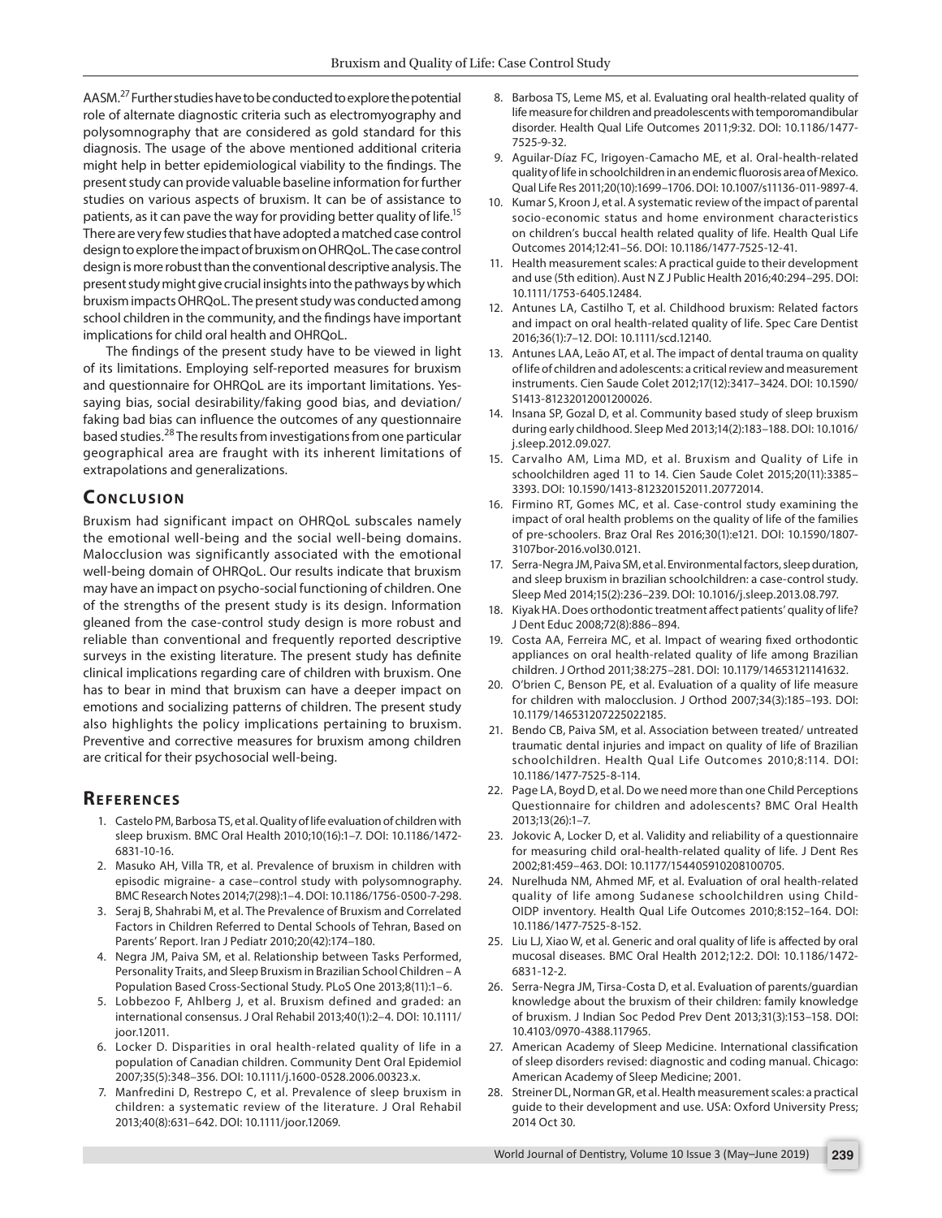AASM.[27] Further studies have to be conducted to explore the potential role of alternate diagnostic criteria such as electromyography and polysomnography that are considered as gold standard for this diagnosis. The usage of the above mentioned additional criteria might help in better epidemiological viability to the findings. The present study can provide valuable baseline information for further studies on various aspects of bruxism. It can be of assistance to patients, as it can pave the way for providing better quality of life.[15] There are very few studies that have adopted a matched case control design to explore the impact of bruxism on OHRQoL. The case control design is more robust than the conventional descriptive analysis. The present study might give crucial insights into the pathways by which bruxism impacts OHRQoL. The present study was conducted among school children in the community, and the findings have important implications for child oral health and OHRQoL.

The findings of the present study have to be viewed in light of its limitations. Employing self-reported measures for bruxism and questionnaire for OHRQoL are its important limitations. Yes-saying bias, social desirability/faking good bias, and deviation/faking bad bias can influence the outcomes of any questionnaire based studies.[28] The results from investigations from one particular geographical area are fraught with its inherent limitations of extrapolations and generalizations.

## Conclusion

Bruxism had significant impact on OHRQoL subscales namely the emotional well-being and the social well-being domains. Malocclusion was significantly associated with the emotional well-being domain of OHRQoL. Our results indicate that bruxism may have an impact on psycho-social functioning of children. One of the strengths of the present study is its design. Information gleaned from the case-control study design is more robust and reliable than conventional and frequently reported descriptive surveys in the existing literature. The present study has definite clinical implications regarding care of children with bruxism. One has to bear in mind that bruxism can have a deeper impact on emotions and socializing patterns of children. The present study also highlights the policy implications pertaining to bruxism. Preventive and corrective measures for bruxism among children are critical for their psychosocial well-being.

## References

1. Castelo PM, Barbosa TS, et al. Quality of life evaluation of children with sleep bruxism. BMC Oral Health 2010;10(16):1–7. DOI: 10.1186/1472-6831-10-16.
2. Masuko AH, Villa TR, et al. Prevalence of bruxism in children with episodic migraine- a case–control study with polysomnography. BMC Research Notes 2014;7(298):1–4. DOI: 10.1186/1756-0500-7-298.
3. Seraj B, Shahrabi M, et al. The Prevalence of Bruxism and Correlated Factors in Children Referred to Dental Schools of Tehran, Based on Parents' Report. Iran J Pediatr 2010;20(42):174–180.
4. Negra JM, Paiva SM, et al. Relationship between Tasks Performed, Personality Traits, and Sleep Bruxism in Brazilian School Children – A Population Based Cross-Sectional Study. PLoS One 2013;8(11):1–6.
5. Lobbezoo F, Ahlberg J, et al. Bruxism defined and graded: an international consensus. J Oral Rehabil 2013;40(1):2–4. DOI: 10.1111/joor.12011.
6. Locker D. Disparities in oral health-related quality of life in a population of Canadian children. Community Dent Oral Epidemiol 2007;35(5):348–356. DOI: 10.1111/j.1600-0528.2006.00323.x.
7. Manfredini D, Restrepo C, et al. Prevalence of sleep bruxism in children: a systematic review of the literature. J Oral Rehabil 2013;40(8):631–642. DOI: 10.1111/joor.12069.
8. Barbosa TS, Leme MS, et al. Evaluating oral health-related quality of life measure for children and preadolescents with temporomandibular disorder. Health Qual Life Outcomes 2011;9:32. DOI: 10.1186/1477-7525-9-32.
9. Aguilar-Díaz FC, Irigoyen-Camacho ME, et al. Oral-health-related quality of life in schoolchildren in an endemic fluorosis area of Mexico. Qual Life Res 2011;20(10):1699–1706. DOI: 10.1007/s11136-011-9897-4.
10. Kumar S, Kroon J, et al. A systematic review of the impact of parental socio-economic status and home environment characteristics on children's buccal health related quality of life. Health Qual Life Outcomes 2014;12:41–56. DOI: 10.1186/1477-7525-12-41.
11. Health measurement scales: A practical guide to their development and use (5th edition). Aust N Z J Public Health 2016;40:294–295. DOI: 10.1111/1753-6405.12484.
12. Antunes LA, Castilho T, et al. Childhood bruxism: Related factors and impact on oral health-related quality of life. Spec Care Dentist 2016;36(1):7–12. DOI: 10.1111/scd.12140.
13. Antunes LAA, Leão AT, et al. The impact of dental trauma on quality of life of children and adolescents: a critical review and measurement instruments. Cien Saude Colet 2012;17(12):3417–3424. DOI: 10.1590/S1413-81232012001200026.
14. Insana SP, Gozal D, et al. Community based study of sleep bruxism during early childhood. Sleep Med 2013;14(2):183–188. DOI: 10.1016/j.sleep.2012.09.027.
15. Carvalho AM, Lima MD, et al. Bruxism and Quality of Life in schoolchildren aged 11 to 14. Cien Saude Colet 2015;20(11):3385–3393. DOI: 10.1590/1413-812320152011.20772014.
16. Firmino RT, Gomes MC, et al. Case-control study examining the impact of oral health problems on the quality of life of the families of pre-schoolers. Braz Oral Res 2016;30(1):e121. DOI: 10.1590/1807-3107bor-2016.vol30.0121.
17. Serra-Negra JM, Paiva SM, et al. Environmental factors, sleep duration, and sleep bruxism in brazilian schoolchildren: a case-control study. Sleep Med 2014;15(2):236–239. DOI: 10.1016/j.sleep.2013.08.797.
18. Kiyak HA. Does orthodontic treatment affect patients' quality of life? J Dent Educ 2008;72(8):886–894.
19. Costa AA, Ferreira MC, et al. Impact of wearing fixed orthodontic appliances on oral health-related quality of life among Brazilian children. J Orthod 2011;38:275–281. DOI: 10.1179/14653121141632.
20. O'brien C, Benson PE, et al. Evaluation of a quality of life measure for children with malocclusion. J Orthod 2007;34(3):185–193. DOI: 10.1179/146531207225022185.
21. Bendo CB, Paiva SM, et al. Association between treated/ untreated traumatic dental injuries and impact on quality of life of Brazilian schoolchildren. Health Qual Life Outcomes 2010;8:114. DOI: 10.1186/1477-7525-8-114.
22. Page LA, Boyd D, et al. Do we need more than one Child Perceptions Questionnaire for children and adolescents? BMC Oral Health 2013;13(26):1–7.
23. Jokovic A, Locker D, et al. Validity and reliability of a questionnaire for measuring child oral-health-related quality of life. J Dent Res 2002;81:459–463. DOI: 10.1177/154405910208100705.
24. Nurelhuda NM, Ahmed MF, et al. Evaluation of oral health-related quality of life among Sudanese schoolchildren using Child-OIDP inventory. Health Qual Life Outcomes 2010;8:152–164. DOI: 10.1186/1477-7525-8-152.
25. Liu LJ, Xiao W, et al. Generic and oral quality of life is affected by oral mucosal diseases. BMC Oral Health 2012;12:2. DOI: 10.1186/1472-6831-12-2.
26. Serra-Negra JM, Tirsa-Costa D, et al. Evaluation of parents/guardian knowledge about the bruxism of their children: family knowledge of bruxism. J Indian Soc Pedod Prev Dent 2013;31(3):153–158. DOI: 10.4103/0970-4388.117965.
27. American Academy of Sleep Medicine. International classification of sleep disorders revised: diagnostic and coding manual. Chicago: American Academy of Sleep Medicine; 2001.
28. Streiner DL, Norman GR, et al. Health measurement scales: a practical guide to their development and use. USA: Oxford University Press; 2014 Oct 30.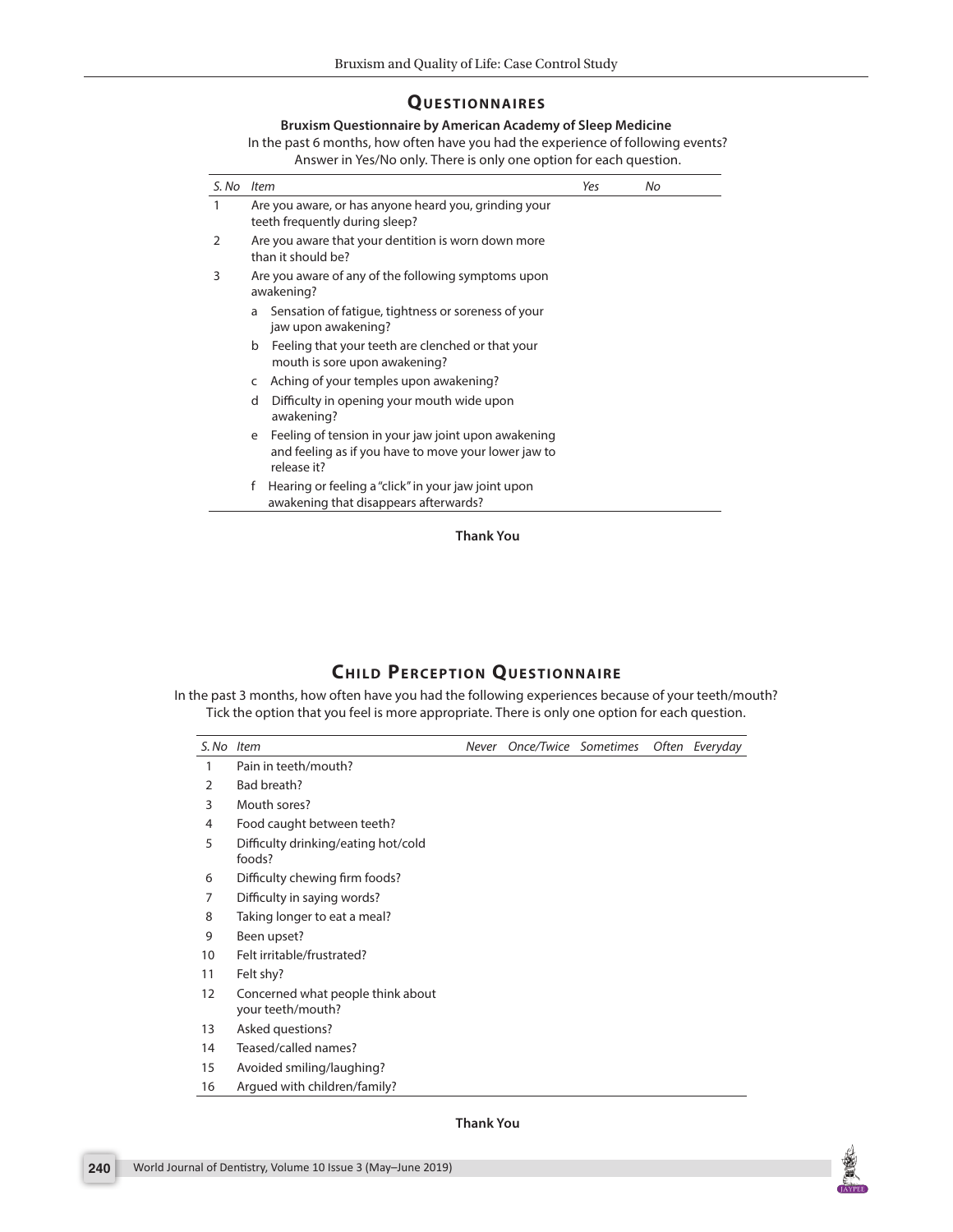## Questionnaires

**Bruxism Questionnaire by American Academy of Sleep Medicine**

In the past 6 months, how often have you had the experience of following events?
Answer in Yes/No only. There is only one option for each question.

| S. No | Item | Yes | No |
|---|---|---|---|
| 1 | Are you aware, or has anyone heard you, grinding your teeth frequently during sleep? | | |
| 2 | Are you aware that your dentition is worn down more than it should be? | | |
| 3 | Are you aware of any of the following symptoms upon awakening? | | |
| | a Sensation of fatigue, tightness or soreness of your jaw upon awakening? | | |
| | b Feeling that your teeth are clenched or that your mouth is sore upon awakening? | | |
| | c Aching of your temples upon awakening? | | |
| | d Difficulty in opening your mouth wide upon awakening? | | |
| | e Feeling of tension in your jaw joint upon awakening and feeling as if you have to move your lower jaw to release it? | | |
| | f Hearing or feeling a "click" in your jaw joint upon awakening that disappears afterwards? | | |

**Thank You**

## Child Perception Questionnaire

In the past 3 months, how often have you had the following experiences because of your teeth/mouth?
Tick the option that you feel is more appropriate. There is only one option for each question.

| S. No | Item | Never | Once/Twice | Sometimes | Often | Everyday |
|---|---|---|---|---|---|---|
| 1 | Pain in teeth/mouth? | | | | | |
| 2 | Bad breath? | | | | | |
| 3 | Mouth sores? | | | | | |
| 4 | Food caught between teeth? | | | | | |
| 5 | Difficulty drinking/eating hot/cold foods? | | | | | |
| 6 | Difficulty chewing firm foods? | | | | | |
| 7 | Difficulty in saying words? | | | | | |
| 8 | Taking longer to eat a meal? | | | | | |
| 9 | Been upset? | | | | | |
| 10 | Felt irritable/frustrated? | | | | | |
| 11 | Felt shy? | | | | | |
| 12 | Concerned what people think about your teeth/mouth? | | | | | |
| 13 | Asked questions? | | | | | |
| 14 | Teased/called names? | | | | | |
| 15 | Avoided smiling/laughing? | | | | | |
| 16 | Argued with children/family? | | | | | |

**Thank You**